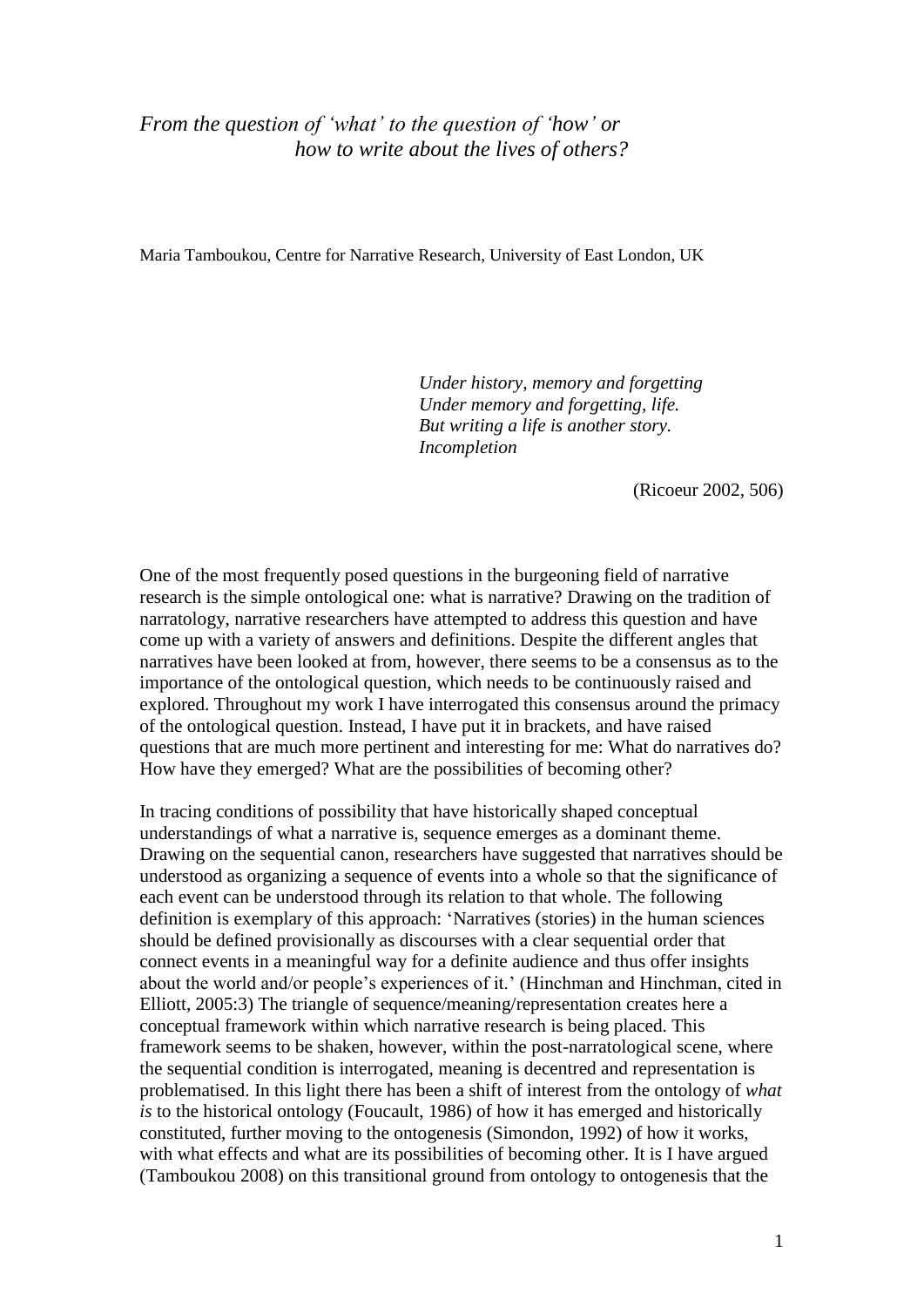*From the question of 'what' to the question of 'how' or how to write about the lives of others?*

Maria Tamboukou, Centre for Narrative Research, University of East London, UK

> *Under history, memory and forgetting*
> *Under memory and forgetting, life.*
> *But writing a life is another story.*
> *Incompletion*
>
> (Ricoeur 2002, 506)

One of the most frequently posed questions in the burgeoning field of narrative research is the simple ontological one: what is narrative? Drawing on the tradition of narratology, narrative researchers have attempted to address this question and have come up with a variety of answers and definitions. Despite the different angles that narratives have been looked at from, however, there seems to be a consensus as to the importance of the ontological question, which needs to be continuously raised and explored. Throughout my work I have interrogated this consensus around the primacy of the ontological question. Instead, I have put it in brackets, and have raised questions that are much more pertinent and interesting for me: What do narratives do? How have they emerged? What are the possibilities of becoming other?

In tracing conditions of possibility that have historically shaped conceptual understandings of what a narrative is, sequence emerges as a dominant theme. Drawing on the sequential canon, researchers have suggested that narratives should be understood as organizing a sequence of events into a whole so that the significance of each event can be understood through its relation to that whole. The following definition is exemplary of this approach: 'Narratives (stories) in the human sciences should be defined provisionally as discourses with a clear sequential order that connect events in a meaningful way for a definite audience and thus offer insights about the world and/or people's experiences of it.' (Hinchman and Hinchman, cited in Elliott, 2005:3) The triangle of sequence/meaning/representation creates here a conceptual framework within which narrative research is being placed. This framework seems to be shaken, however, within the post-narratological scene, where the sequential condition is interrogated, meaning is decentred and representation is problematised. In this light there has been a shift of interest from the ontology of *what is* to the historical ontology (Foucault, 1986) of how it has emerged and historically constituted, further moving to the ontogenesis (Simondon, 1992) of how it works, with what effects and what are its possibilities of becoming other. It is I have argued (Tamboukou 2008) on this transitional ground from ontology to ontogenesis that the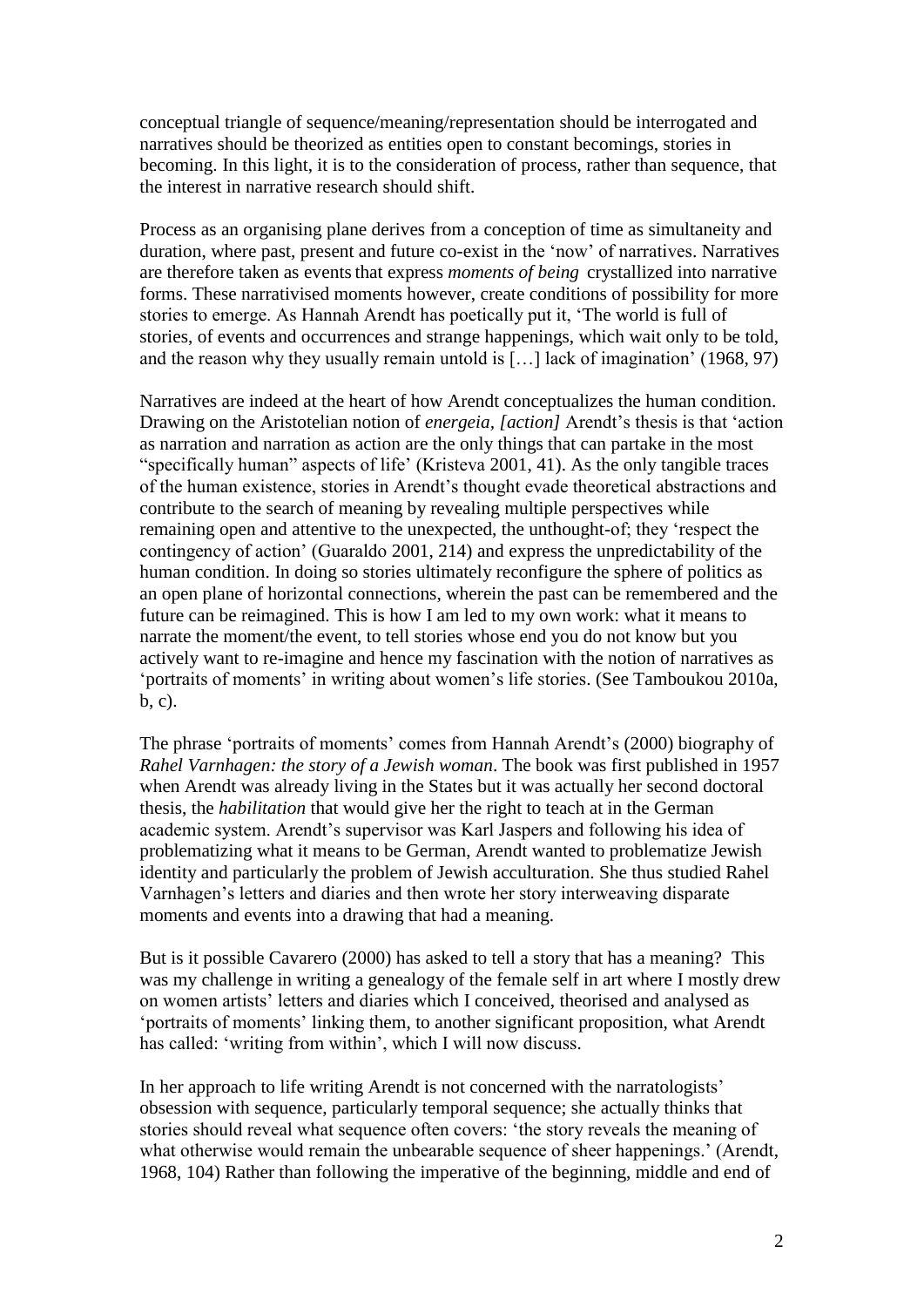conceptual triangle of sequence/meaning/representation should be interrogated and narratives should be theorized as entities open to constant becomings, stories in becoming. In this light, it is to the consideration of process, rather than sequence, that the interest in narrative research should shift.

Process as an organising plane derives from a conception of time as simultaneity and duration, where past, present and future co-exist in the 'now' of narratives. Narratives are therefore taken as events that express *moments of being* crystallized into narrative forms. These narrativised moments however, create conditions of possibility for more stories to emerge. As Hannah Arendt has poetically put it, 'The world is full of stories, of events and occurrences and strange happenings, which wait only to be told, and the reason why they usually remain untold is […] lack of imagination' (1968, 97)

Narratives are indeed at the heart of how Arendt conceptualizes the human condition. Drawing on the Aristotelian notion of *energeia, [action]* Arendt's thesis is that 'action as narration and narration as action are the only things that can partake in the most "specifically human" aspects of life' (Kristeva 2001, 41). As the only tangible traces of the human existence, stories in Arendt's thought evade theoretical abstractions and contribute to the search of meaning by revealing multiple perspectives while remaining open and attentive to the unexpected, the unthought-of; they 'respect the contingency of action' (Guaraldo 2001, 214) and express the unpredictability of the human condition. In doing so stories ultimately reconfigure the sphere of politics as an open plane of horizontal connections, wherein the past can be remembered and the future can be reimagined. This is how I am led to my own work: what it means to narrate the moment/the event, to tell stories whose end you do not know but you actively want to re-imagine and hence my fascination with the notion of narratives as 'portraits of moments' in writing about women's life stories. (See Tamboukou 2010a, b, c).

The phrase 'portraits of moments' comes from Hannah Arendt's (2000) biography of *Rahel Varnhagen: the story of a Jewish woman*. The book was first published in 1957 when Arendt was already living in the States but it was actually her second doctoral thesis, the *habilitation* that would give her the right to teach at in the German academic system. Arendt's supervisor was Karl Jaspers and following his idea of problematizing what it means to be German, Arendt wanted to problematize Jewish identity and particularly the problem of Jewish acculturation. She thus studied Rahel Varnhagen's letters and diaries and then wrote her story interweaving disparate moments and events into a drawing that had a meaning.

But is it possible Cavarero (2000) has asked to tell a story that has a meaning? This was my challenge in writing a genealogy of the female self in art where I mostly drew on women artists' letters and diaries which I conceived, theorised and analysed as 'portraits of moments' linking them, to another significant proposition, what Arendt has called: 'writing from within', which I will now discuss.

In her approach to life writing Arendt is not concerned with the narratologists' obsession with sequence, particularly temporal sequence; she actually thinks that stories should reveal what sequence often covers: 'the story reveals the meaning of what otherwise would remain the unbearable sequence of sheer happenings.' (Arendt, 1968, 104) Rather than following the imperative of the beginning, middle and end of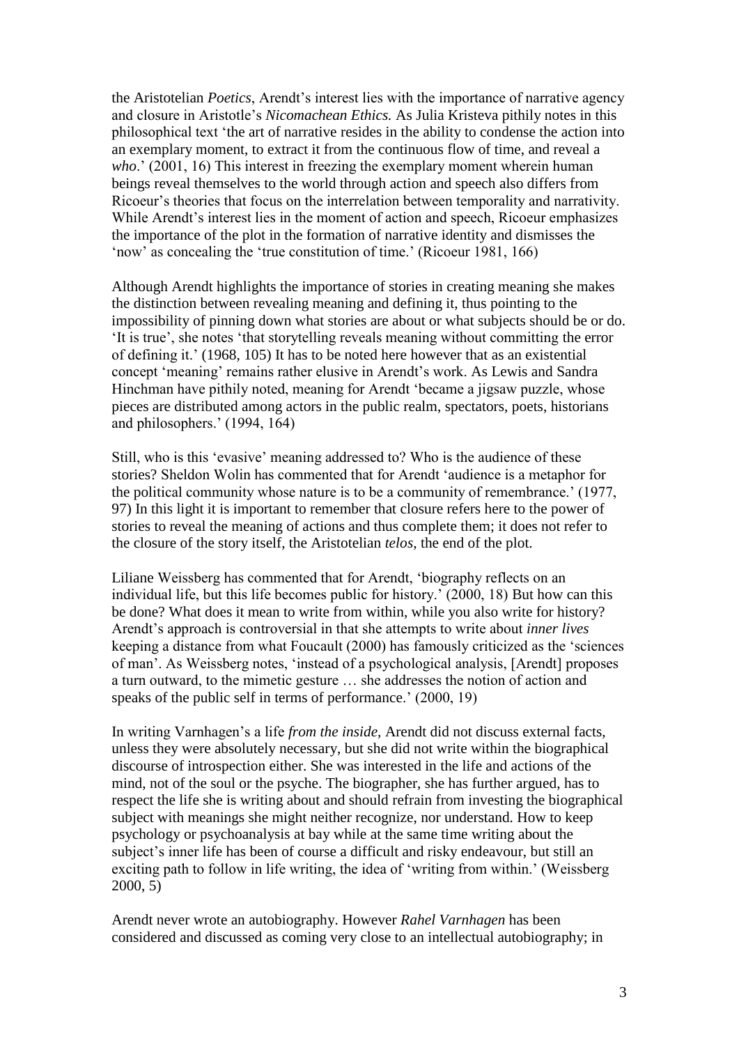the Aristotelian *Poetics*, Arendt's interest lies with the importance of narrative agency and closure in Aristotle's *Nicomachean Ethics.* As Julia Kristeva pithily notes in this philosophical text 'the art of narrative resides in the ability to condense the action into an exemplary moment, to extract it from the continuous flow of time, and reveal a *who*.' (2001, 16) This interest in freezing the exemplary moment wherein human beings reveal themselves to the world through action and speech also differs from Ricoeur's theories that focus on the interrelation between temporality and narrativity. While Arendt's interest lies in the moment of action and speech, Ricoeur emphasizes the importance of the plot in the formation of narrative identity and dismisses the 'now' as concealing the 'true constitution of time.' (Ricoeur 1981, 166)

Although Arendt highlights the importance of stories in creating meaning she makes the distinction between revealing meaning and defining it, thus pointing to the impossibility of pinning down what stories are about or what subjects should be or do. 'It is true', she notes 'that storytelling reveals meaning without committing the error of defining it.' (1968, 105) It has to be noted here however that as an existential concept 'meaning' remains rather elusive in Arendt's work. As Lewis and Sandra Hinchman have pithily noted, meaning for Arendt 'became a jigsaw puzzle, whose pieces are distributed among actors in the public realm, spectators, poets, historians and philosophers.' (1994, 164)

Still, who is this 'evasive' meaning addressed to? Who is the audience of these stories? Sheldon Wolin has commented that for Arendt 'audience is a metaphor for the political community whose nature is to be a community of remembrance.' (1977, 97) In this light it is important to remember that closure refers here to the power of stories to reveal the meaning of actions and thus complete them; it does not refer to the closure of the story itself, the Aristotelian *telos*, the end of the plot.

Liliane Weissberg has commented that for Arendt, 'biography reflects on an individual life, but this life becomes public for history.' (2000, 18) But how can this be done? What does it mean to write from within, while you also write for history? Arendt's approach is controversial in that she attempts to write about *inner lives* keeping a distance from what Foucault (2000) has famously criticized as the 'sciences of man'. As Weissberg notes, 'instead of a psychological analysis, [Arendt] proposes a turn outward, to the mimetic gesture … she addresses the notion of action and speaks of the public self in terms of performance.' (2000, 19)

In writing Varnhagen's a life *from the inside,* Arendt did not discuss external facts, unless they were absolutely necessary, but she did not write within the biographical discourse of introspection either. She was interested in the life and actions of the mind, not of the soul or the psyche. The biographer, she has further argued, has to respect the life she is writing about and should refrain from investing the biographical subject with meanings she might neither recognize, nor understand. How to keep psychology or psychoanalysis at bay while at the same time writing about the subject's inner life has been of course a difficult and risky endeavour, but still an exciting path to follow in life writing, the idea of 'writing from within.' (Weissberg 2000, 5)

Arendt never wrote an autobiography. However *Rahel Varnhagen* has been considered and discussed as coming very close to an intellectual autobiography; in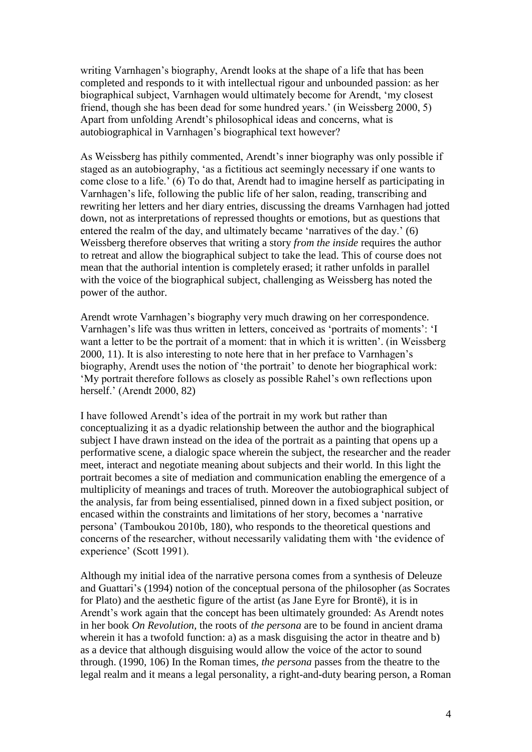writing Varnhagen's biography, Arendt looks at the shape of a life that has been completed and responds to it with intellectual rigour and unbounded passion: as her biographical subject, Varnhagen would ultimately become for Arendt, 'my closest friend, though she has been dead for some hundred years.' (in Weissberg 2000, 5) Apart from unfolding Arendt's philosophical ideas and concerns, what is autobiographical in Varnhagen's biographical text however?

As Weissberg has pithily commented, Arendt's inner biography was only possible if staged as an autobiography, 'as a fictitious act seemingly necessary if one wants to come close to a life.' (6) To do that, Arendt had to imagine herself as participating in Varnhagen's life, following the public life of her salon, reading, transcribing and rewriting her letters and her diary entries, discussing the dreams Varnhagen had jotted down, not as interpretations of repressed thoughts or emotions, but as questions that entered the realm of the day, and ultimately became 'narratives of the day.' (6) Weissberg therefore observes that writing a story *from the inside* requires the author to retreat and allow the biographical subject to take the lead. This of course does not mean that the authorial intention is completely erased; it rather unfolds in parallel with the voice of the biographical subject, challenging as Weissberg has noted the power of the author.

Arendt wrote Varnhagen's biography very much drawing on her correspondence. Varnhagen's life was thus written in letters, conceived as 'portraits of moments': 'I want a letter to be the portrait of a moment: that in which it is written'. (in Weissberg 2000, 11). It is also interesting to note here that in her preface to Varnhagen's biography, Arendt uses the notion of 'the portrait' to denote her biographical work: 'My portrait therefore follows as closely as possible Rahel's own reflections upon herself.' (Arendt 2000, 82)

I have followed Arendt's idea of the portrait in my work but rather than conceptualizing it as a dyadic relationship between the author and the biographical subject I have drawn instead on the idea of the portrait as a painting that opens up a performative scene, a dialogic space wherein the subject, the researcher and the reader meet, interact and negotiate meaning about subjects and their world. In this light the portrait becomes a site of mediation and communication enabling the emergence of a multiplicity of meanings and traces of truth. Moreover the autobiographical subject of the analysis, far from being essentialised, pinned down in a fixed subject position, or encased within the constraints and limitations of her story, becomes a 'narrative persona' (Tamboukou 2010b, 180), who responds to the theoretical questions and concerns of the researcher, without necessarily validating them with 'the evidence of experience' (Scott 1991).

Although my initial idea of the narrative persona comes from a synthesis of Deleuze and Guattari's (1994) notion of the conceptual persona of the philosopher (as Socrates for Plato) and the aesthetic figure of the artist (as Jane Eyre for Brontë), it is in Arendt's work again that the concept has been ultimately grounded: As Arendt notes in her book *On Revolution*, the roots of *the persona* are to be found in ancient drama wherein it has a twofold function: a) as a mask disguising the actor in theatre and b) as a device that although disguising would allow the voice of the actor to sound through. (1990, 106) In the Roman times, *the persona* passes from the theatre to the legal realm and it means a legal personality, a right-and-duty bearing person, a Roman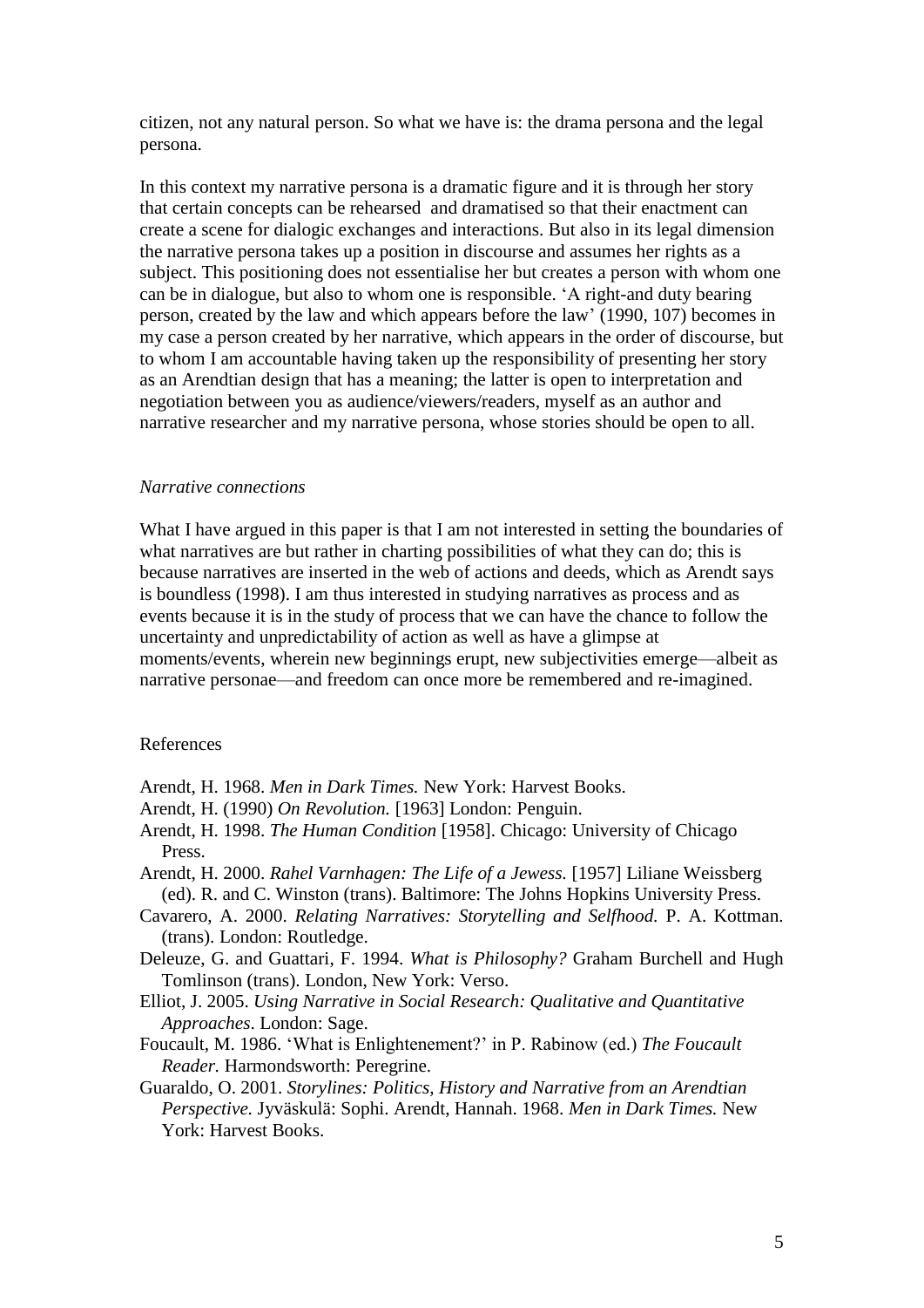citizen, not any natural person. So what we have is: the drama persona and the legal persona.

In this context my narrative persona is a dramatic figure and it is through her story that certain concepts can be rehearsed and dramatised so that their enactment can create a scene for dialogic exchanges and interactions. But also in its legal dimension the narrative persona takes up a position in discourse and assumes her rights as a subject. This positioning does not essentialise her but creates a person with whom one can be in dialogue, but also to whom one is responsible. 'A right-and duty bearing person, created by the law and which appears before the law' (1990, 107) becomes in my case a person created by her narrative, which appears in the order of discourse, but to whom I am accountable having taken up the responsibility of presenting her story as an Arendtian design that has a meaning; the latter is open to interpretation and negotiation between you as audience/viewers/readers, myself as an author and narrative researcher and my narrative persona, whose stories should be open to all.

*Narrative connections*

What I have argued in this paper is that I am not interested in setting the boundaries of what narratives are but rather in charting possibilities of what they can do; this is because narratives are inserted in the web of actions and deeds, which as Arendt says is boundless (1998). I am thus interested in studying narratives as process and as events because it is in the study of process that we can have the chance to follow the uncertainty and unpredictability of action as well as have a glimpse at moments/events, wherein new beginnings erupt, new subjectivities emerge—albeit as narrative personae—and freedom can once more be remembered and re-imagined.

References

Arendt, H. 1968. *Men in Dark Times.* New York: Harvest Books.

Arendt, H. (1990) *On Revolution.* [1963] London: Penguin.

Arendt, H. 1998. *The Human Condition* [1958]. Chicago: University of Chicago Press.

Arendt, H. 2000. *Rahel Varnhagen: The Life of a Jewess.* [1957] Liliane Weissberg (ed). R. and C. Winston (trans). Baltimore: The Johns Hopkins University Press.

Cavarero, A. 2000. *Relating Narratives: Storytelling and Selfhood.* P. A. Kottman. (trans). London: Routledge.

Deleuze, G. and Guattari, F. 1994. *What is Philosophy?* Graham Burchell and Hugh Tomlinson (trans). London, New York: Verso.

Elliot, J. 2005. *Using Narrative in Social Research: Qualitative and Quantitative Approaches*. London: Sage.

Foucault, M. 1986. 'What is Enlightenement?' in P. Rabinow (ed.) *The Foucault Reader.* Harmondsworth: Peregrine.

Guaraldo, O. 2001. *Storylines: Politics, History and Narrative from an Arendtian Perspective.* Jyväskulä: Sophi. Arendt, Hannah. 1968. *Men in Dark Times.* New York: Harvest Books.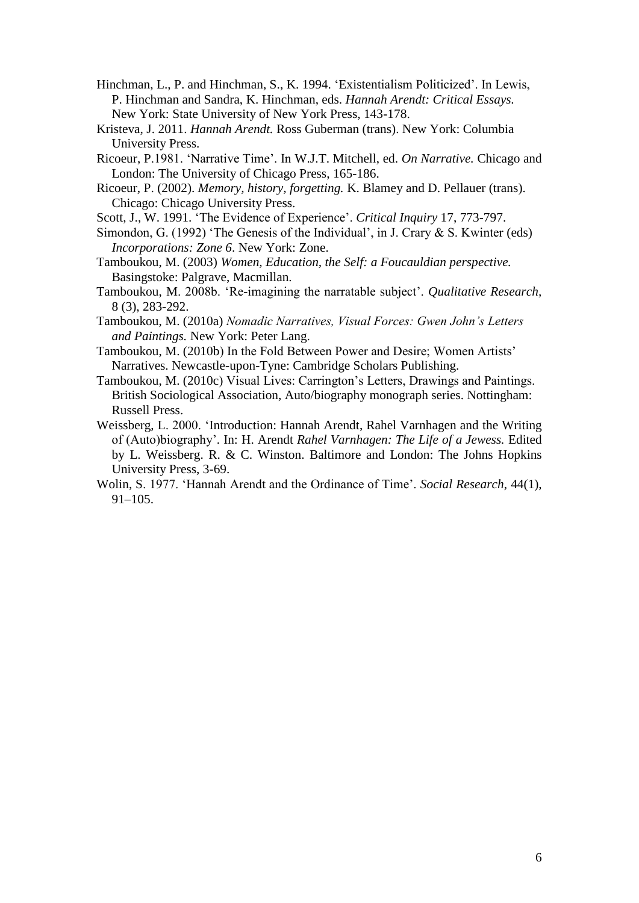Hinchman, L., P. and Hinchman, S., K. 1994. 'Existentialism Politicized'. In Lewis, P. Hinchman and Sandra, K. Hinchman, eds. *Hannah Arendt: Critical Essays.* New York: State University of New York Press, 143-178.

Kristeva, J. 2011. *Hannah Arendt.* Ross Guberman (trans). New York: Columbia University Press.

Ricoeur, P.1981. 'Narrative Time'. In W.J.T. Mitchell, ed. *On Narrative.* Chicago and London: The University of Chicago Press, 165-186.

Ricoeur, P. (2002). *Memory, history, forgetting.* K. Blamey and D. Pellauer (trans). Chicago: Chicago University Press.

Scott, J., W. 1991. 'The Evidence of Experience'. *Critical Inquiry* 17, 773-797.

Simondon, G. (1992) 'The Genesis of the Individual', in J. Crary & S. Kwinter (eds) *Incorporations: Zone 6*. New York: Zone.

Tamboukou, M. (2003) *Women, Education, the Self: a Foucauldian perspective.* Basingstoke: Palgrave, Macmillan.

Tamboukou, M. 2008b. 'Re-imagining the narratable subject'. *Qualitative Research,* 8 (3), 283-292.

Tamboukou, M. (2010a) *Nomadic Narratives, Visual Forces: Gwen John's Letters and Paintings.* New York: Peter Lang.

Tamboukou, M. (2010b) In the Fold Between Power and Desire; Women Artists' Narratives. Newcastle-upon-Tyne: Cambridge Scholars Publishing.

Tamboukou, M. (2010c) Visual Lives: Carrington's Letters, Drawings and Paintings. British Sociological Association, Auto/biography monograph series. Nottingham: Russell Press.

Weissberg, L. 2000. 'Introduction: Hannah Arendt, Rahel Varnhagen and the Writing of (Auto)biography'. In: H. Arendt *Rahel Varnhagen: The Life of a Jewess.* Edited by L. Weissberg. R. & C. Winston. Baltimore and London: The Johns Hopkins University Press, 3-69.

Wolin, S. 1977. 'Hannah Arendt and the Ordinance of Time'. *Social Research*, 44(1), 91–105.